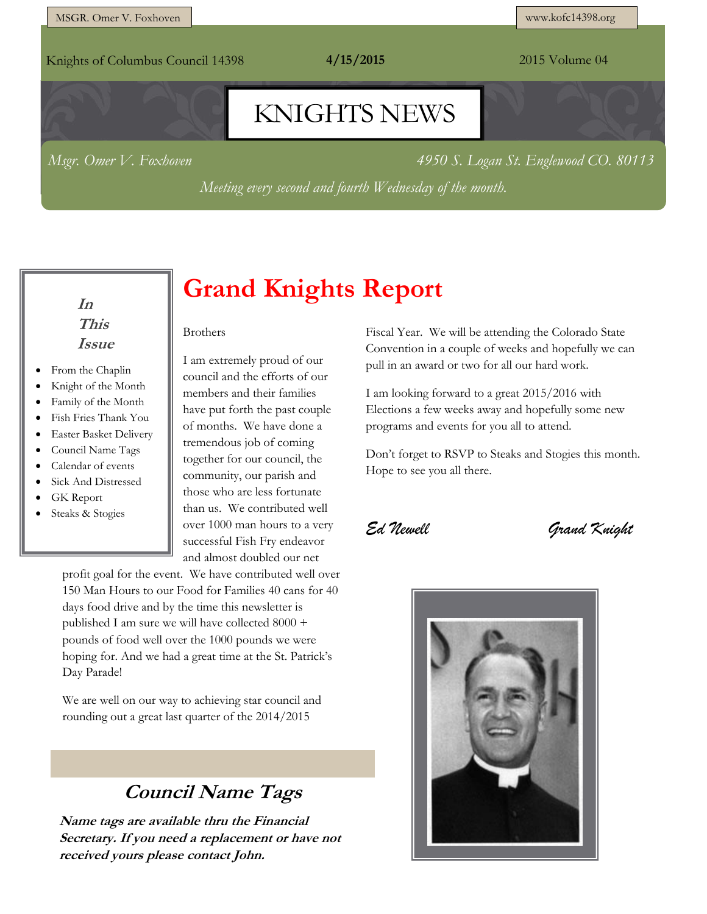MSGR. Omer V. Foxhoven

www.kofc14398.org

Knights of Columbus Council 14398 **4/15/2015** 2015 Volume 04

# KNIGHTS NEWS

*Msgr. Omer V. Foxhoven* *4950 S. Logan St. Englewood CO. 80113*

*Meeting every second and fourth Wednesday of the month.*

***In This Issue***

- From the Chaplin
- Knight of the Month
- Family of the Month
- Fish Fries Thank You
- Easter Basket Delivery
- Council Name Tags
- Calendar of events
- Sick And Distressed
- GK Report
- Steaks & Stogies

# Grand Knights Report

Brothers

I am extremely proud of our council and the efforts of our members and their families have put forth the past couple of months. We have done a tremendous job of coming together for our council, the community, our parish and those who are less fortunate than us. We contributed well over 1000 man hours to a very successful Fish Fry endeavor and almost doubled our net profit goal for the event. We have contributed well over 150 Man Hours to our Food for Families 40 cans for 40 days food drive and by the time this newsletter is published I am sure we will have collected 8000 + pounds of food well over the 1000 pounds we were hoping for. And we had a great time at the St. Patrick's Day Parade!

We are well on our way to achieving star council and rounding out a great last quarter of the 2014/2015 Fiscal Year. We will be attending the Colorado State Convention in a couple of weeks and hopefully we can pull in an award or two for all our hard work.

I am looking forward to a great 2015/2016 with Elections a few weeks away and hopefully some new programs and events for you all to attend.

Don't forget to RSVP to Steaks and Stogies this month. Hope to see you all there.

*Ed Newell* *Grand Knight*

## *Council Name Tags*

***Name tags are available thru the Financial Secretary. If you need a replacement or have not received yours please contact John.***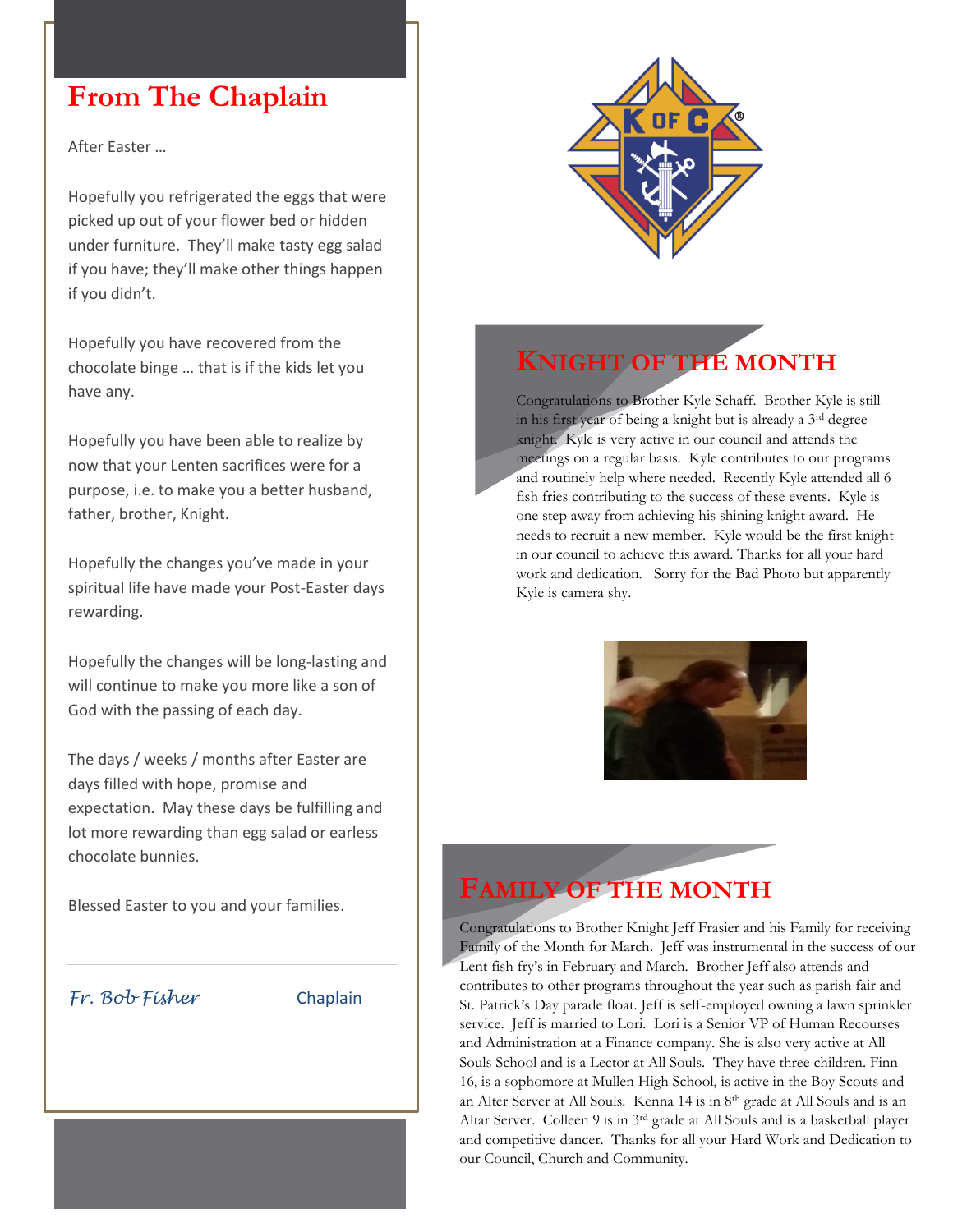## From The Chaplain

After Easter …

Hopefully you refrigerated the eggs that were picked up out of your flower bed or hidden under furniture. They'll make tasty egg salad if you have; they'll make other things happen if you didn't.

Hopefully you have recovered from the chocolate binge … that is if the kids let you have any.

Hopefully you have been able to realize by now that your Lenten sacrifices were for a purpose, i.e. to make you a better husband, father, brother, Knight.

Hopefully the changes you've made in your spiritual life have made your Post-Easter days rewarding.

Hopefully the changes will be long-lasting and will continue to make you more like a son of God with the passing of each day.

The days / weeks / months after Easter are days filled with hope, promise and expectation. May these days be fulfilling and lot more rewarding than egg salad or earless chocolate bunnies.

Blessed Easter to you and your families.

*Fr. Bob Fisher* Chaplain

## Knight of the Month

Congratulations to Brother Kyle Schaff. Brother Kyle is still in his first year of being a knight but is already a 3rd degree knight. Kyle is very active in our council and attends the meetings on a regular basis. Kyle contributes to our programs and routinely help where needed. Recently Kyle attended all 6 fish fries contributing to the success of these events. Kyle is one step away from achieving his shining knight award. He needs to recruit a new member. Kyle would be the first knight in our council to achieve this award. Thanks for all your hard work and dedication. Sorry for the Bad Photo but apparently Kyle is camera shy.

## Family of the Month

Congratulations to Brother Knight Jeff Frasier and his Family for receiving Family of the Month for March. Jeff was instrumental in the success of our Lent fish fry's in February and March. Brother Jeff also attends and contributes to other programs throughout the year such as parish fair and St. Patrick's Day parade float. Jeff is self-employed owning a lawn sprinkler service. Jeff is married to Lori. Lori is a Senior VP of Human Recourses and Administration at a Finance company. She is also very active at All Souls School and is a Lector at All Souls. They have three children. Finn 16, is a sophomore at Mullen High School, is active in the Boy Scouts and an Alter Server at All Souls. Kenna 14 is in 8th grade at All Souls and is an Altar Server. Colleen 9 is in 3rd grade at All Souls and is a basketball player and competitive dancer. Thanks for all your Hard Work and Dedication to our Council, Church and Community.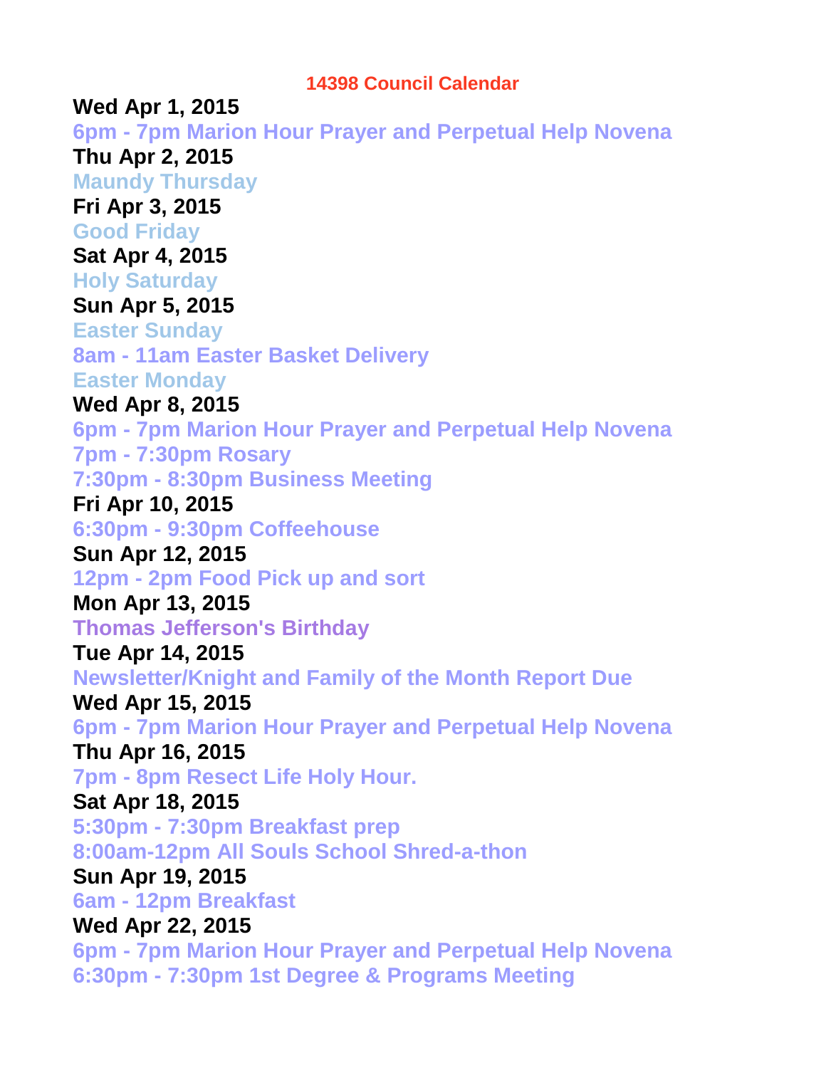# 14398 Council Calendar

**Wed Apr 1, 2015**

**6pm - 7pm Marion Hour Prayer and Perpetual Help Novena**

**Thu Apr 2, 2015**

**Maundy Thursday**

**Fri Apr 3, 2015**

**Good Friday**

**Sat Apr 4, 2015**

**Holy Saturday**

**Sun Apr 5, 2015**

**Easter Sunday**

**8am - 11am Easter Basket Delivery**

**Easter Monday**

**Wed Apr 8, 2015**

**6pm - 7pm Marion Hour Prayer and Perpetual Help Novena**

**7pm - 7:30pm Rosary**

**7:30pm - 8:30pm Business Meeting**

**Fri Apr 10, 2015**

**6:30pm - 9:30pm Coffeehouse**

**Sun Apr 12, 2015**

**12pm - 2pm Food Pick up and sort**

**Mon Apr 13, 2015**

**Thomas Jefferson's Birthday**

**Tue Apr 14, 2015**

**Newsletter/Knight and Family of the Month Report Due**

**Wed Apr 15, 2015**

**6pm - 7pm Marion Hour Prayer and Perpetual Help Novena**

**Thu Apr 16, 2015**

**7pm - 8pm Resect Life Holy Hour.**

**Sat Apr 18, 2015**

**5:30pm - 7:30pm Breakfast prep**

**8:00am-12pm All Souls School Shred-a-thon**

**Sun Apr 19, 2015**

**6am - 12pm Breakfast**

**Wed Apr 22, 2015**

**6pm - 7pm Marion Hour Prayer and Perpetual Help Novena**

**6:30pm - 7:30pm 1st Degree & Programs Meeting**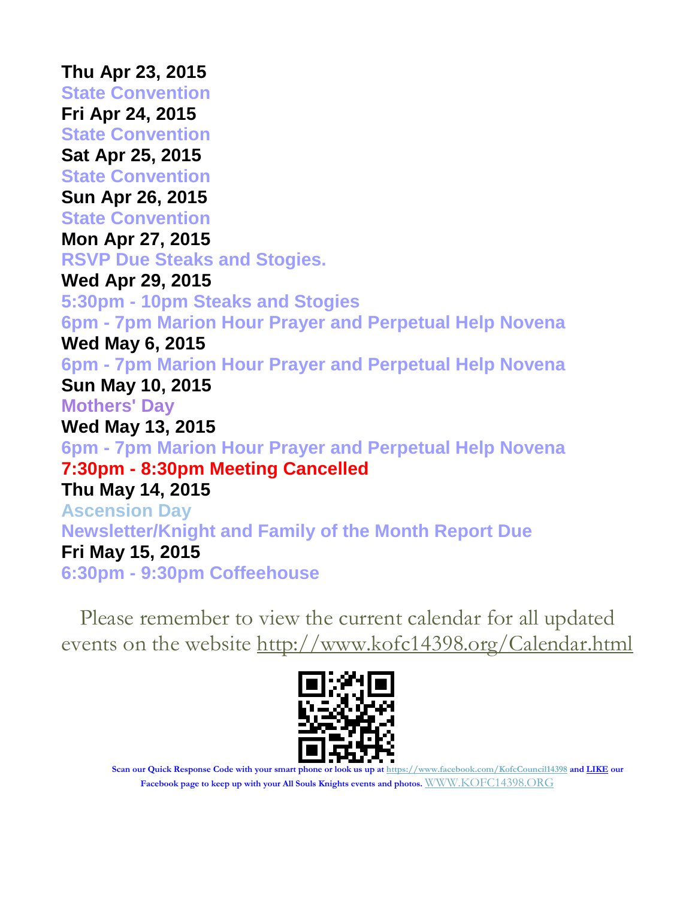**Thu Apr 23, 2015**

State Convention

**Fri Apr 24, 2015**

State Convention

**Sat Apr 25, 2015**

State Convention

**Sun Apr 26, 2015**

State Convention

**Mon Apr 27, 2015**

RSVP Due Steaks and Stogies.

**Wed Apr 29, 2015**

5:30pm - 10pm Steaks and Stogies

6pm - 7pm Marion Hour Prayer and Perpetual Help Novena

**Wed May 6, 2015**

6pm - 7pm Marion Hour Prayer and Perpetual Help Novena

**Sun May 10, 2015**

Mothers' Day

**Wed May 13, 2015**

6pm - 7pm Marion Hour Prayer and Perpetual Help Novena

7:30pm - 8:30pm Meeting Cancelled

**Thu May 14, 2015**

Ascension Day

Newsletter/Knight and Family of the Month Report Due

**Fri May 15, 2015**

6:30pm - 9:30pm Coffeehouse

Please remember to view the current calendar for all updated events on the website http://www.kofc14398.org/Calendar.html

**Scan our Quick Response Code with your smart phone or look us up at https://www.facebook.com/KofcCouncil14398 and LIKE our Facebook page to keep up with your All Souls Knights events and photos.** WWW.KOFC14398.ORG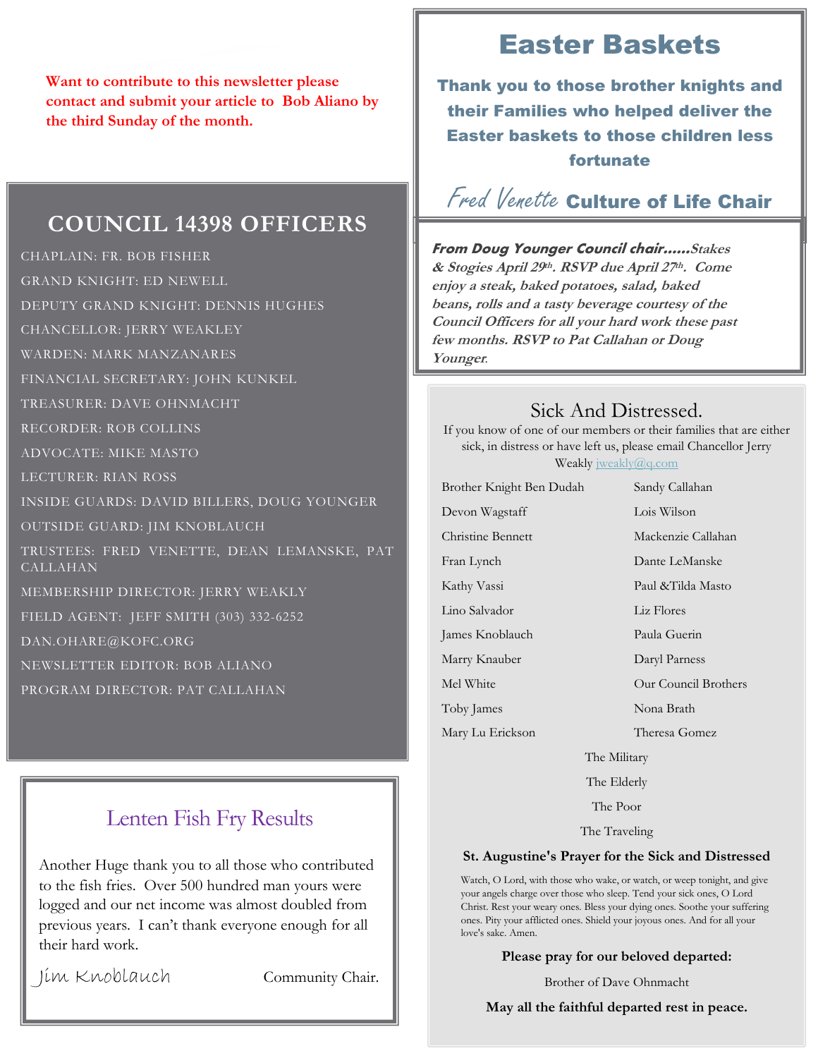**Want to contribute to this newsletter please contact and submit your article to Bob Aliano by the third Sunday of the month.**

## COUNCIL 14398 OFFICERS

CHAPLAIN: FR. BOB FISHER

GRAND KNIGHT: ED NEWELL

DEPUTY GRAND KNIGHT: DENNIS HUGHES

CHANCELLOR: JERRY WEAKLEY

WARDEN: MARK MANZANARES

FINANCIAL SECRETARY: JOHN KUNKEL

TREASURER: DAVE OHNMACHT

RECORDER: ROB COLLINS

ADVOCATE: MIKE MASTO

LECTURER: RIAN ROSS

INSIDE GUARDS: DAVID BILLERS, DOUG YOUNGER

OUTSIDE GUARD: JIM KNOBLAUCH

TRUSTEES: FRED VENETTE, DEAN LEMANSKE, PAT CALLAHAN

MEMBERSHIP DIRECTOR: JERRY WEAKLY

FIELD AGENT: JEFF SMITH (303) 332-6252

DAN.OHARE@KOFC.ORG

NEWSLETTER EDITOR: BOB ALIANO

PROGRAM DIRECTOR: PAT CALLAHAN

## Lenten Fish Fry Results

Another Huge thank you to all those who contributed to the fish fries. Over 500 hundred man yours were logged and our net income was almost doubled from previous years. I can't thank everyone enough for all their hard work.

Jim Knoblauch Community Chair.

## Easter Baskets

**Thank you to those brother knights and their Families who helped deliver the Easter baskets to those children less fortunate**

Fred Venette **Culture of Life Chair**

***From Doug Younger Council chair……*** ***Stakes & Stogies April 29th. RSVP due April 27th. Come enjoy a steak, baked potatoes, salad, baked beans, rolls and a tasty beverage courtesy of the Council Officers for all your hard work these past few months. RSVP to Pat Callahan or Doug Younger.***

## Sick And Distressed.

If you know of one of our members or their families that are either sick, in distress or have left us, please email Chancellor Jerry Weakly jweakly@q.com

Brother Knight Ben Dudah
Devon Wagstaff
Christine Bennett
Fran Lynch
Kathy Vassi
Lino Salvador
James Knoblauch
Marry Knauber
Mel White
Toby James
Mary Lu Erickson
Sandy Callahan
Lois Wilson
Mackenzie Callahan
Dante LeManske
Paul &Tilda Masto
Liz Flores
Paula Guerin
Daryl Parness
Our Council Brothers
Nona Brath
Theresa Gomez
The Military
The Elderly
The Poor
The Traveling

**St. Augustine's Prayer for the Sick and Distressed**

Watch, O Lord, with those who wake, or watch, or weep tonight, and give your angels charge over those who sleep. Tend your sick ones, O Lord Christ. Rest your weary ones. Bless your dying ones. Soothe your suffering ones. Pity your afflicted ones. Shield your joyous ones. And for all your love's sake. Amen.

**Please pray for our beloved departed:**

Brother of Dave Ohnmacht

**May all the faithful departed rest in peace.**